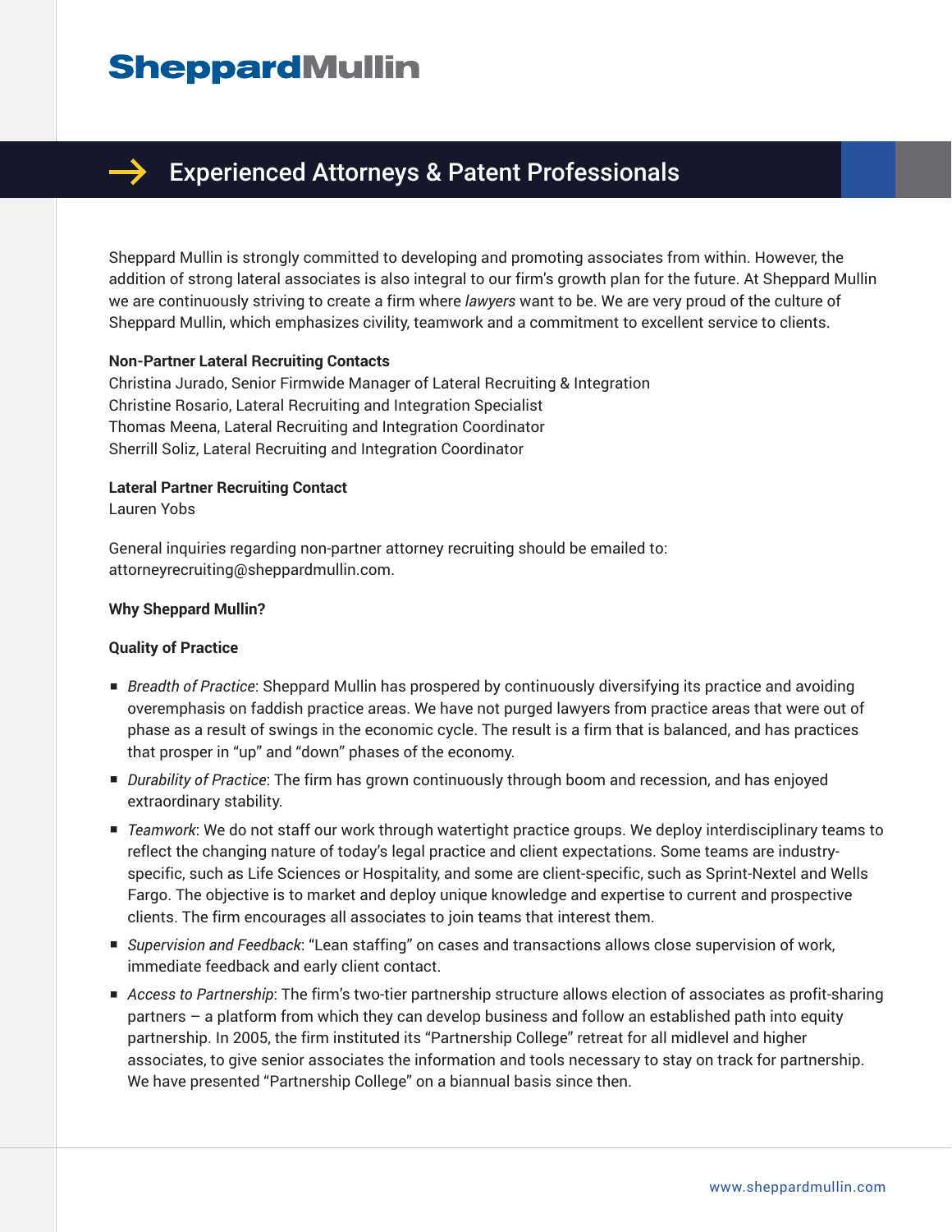# Sheppard Mullin

## Experienced Attorneys & Patent Professionals

Sheppard Mullin is strongly committed to developing and promoting associates from within. However, the addition of strong lateral associates is also integral to our firm's growth plan for the future. At Sheppard Mullin we are continuously striving to create a firm where *lawyers* want to be. We are very proud of the culture of Sheppard Mullin, which emphasizes civility, teamwork and a commitment to excellent service to clients.

**Non-Partner Lateral Recruiting Contacts**
Christina Jurado, Senior Firmwide Manager of Lateral Recruiting & Integration
Christine Rosario, Lateral Recruiting and Integration Specialist
Thomas Meena, Lateral Recruiting and Integration Coordinator
Sherrill Soliz, Lateral Recruiting and Integration Coordinator

**Lateral Partner Recruiting Contact**
Lauren Yobs

General inquiries regarding non-partner attorney recruiting should be emailed to: attorneyrecruiting@sheppardmullin.com.

**Why Sheppard Mullin?**

**Quality of Practice**

- *Breadth of Practice*: Sheppard Mullin has prospered by continuously diversifying its practice and avoiding overemphasis on faddish practice areas. We have not purged lawyers from practice areas that were out of phase as a result of swings in the economic cycle. The result is a firm that is balanced, and has practices that prosper in "up" and "down" phases of the economy.
- *Durability of Practice*: The firm has grown continuously through boom and recession, and has enjoyed extraordinary stability.
- *Teamwork*: We do not staff our work through watertight practice groups. We deploy interdisciplinary teams to reflect the changing nature of today's legal practice and client expectations. Some teams are industry-specific, such as Life Sciences or Hospitality, and some are client-specific, such as Sprint-Nextel and Wells Fargo. The objective is to market and deploy unique knowledge and expertise to current and prospective clients. The firm encourages all associates to join teams that interest them.
- *Supervision and Feedback*: "Lean staffing" on cases and transactions allows close supervision of work, immediate feedback and early client contact.
- *Access to Partnership*: The firm's two-tier partnership structure allows election of associates as profit-sharing partners – a platform from which they can develop business and follow an established path into equity partnership. In 2005, the firm instituted its "Partnership College" retreat for all midlevel and higher associates, to give senior associates the information and tools necessary to stay on track for partnership. We have presented "Partnership College" on a biannual basis since then.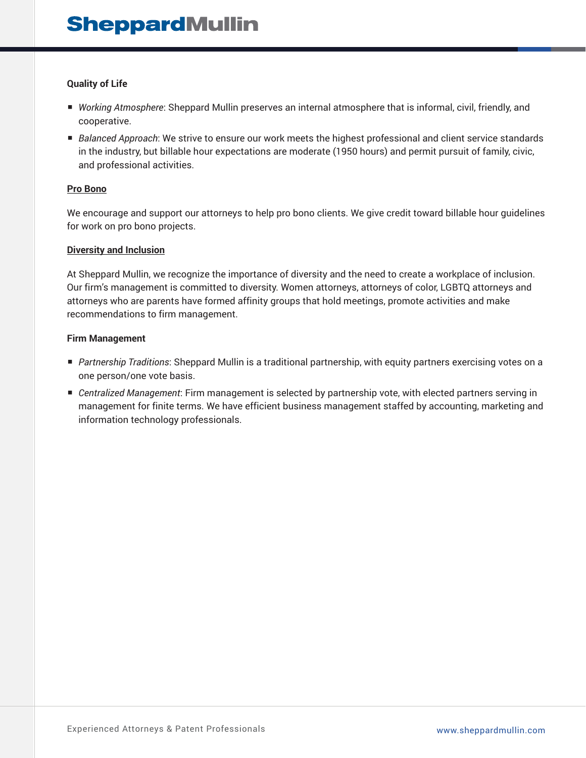**Quality of Life**

- *Working Atmosphere*: Sheppard Mullin preserves an internal atmosphere that is informal, civil, friendly, and cooperative.
- *Balanced Approach*: We strive to ensure our work meets the highest professional and client service standards in the industry, but billable hour expectations are moderate (1950 hours) and permit pursuit of family, civic, and professional activities.

**Pro Bono**

We encourage and support our attorneys to help pro bono clients. We give credit toward billable hour guidelines for work on pro bono projects.

**Diversity and Inclusion**

At Sheppard Mullin, we recognize the importance of diversity and the need to create a workplace of inclusion. Our firm's management is committed to diversity. Women attorneys, attorneys of color, LGBTQ attorneys and attorneys who are parents have formed affinity groups that hold meetings, promote activities and make recommendations to firm management.

**Firm Management**

- *Partnership Traditions*: Sheppard Mullin is a traditional partnership, with equity partners exercising votes on a one person/one vote basis.
- *Centralized Management*: Firm management is selected by partnership vote, with elected partners serving in management for finite terms. We have efficient business management staffed by accounting, marketing and information technology professionals.